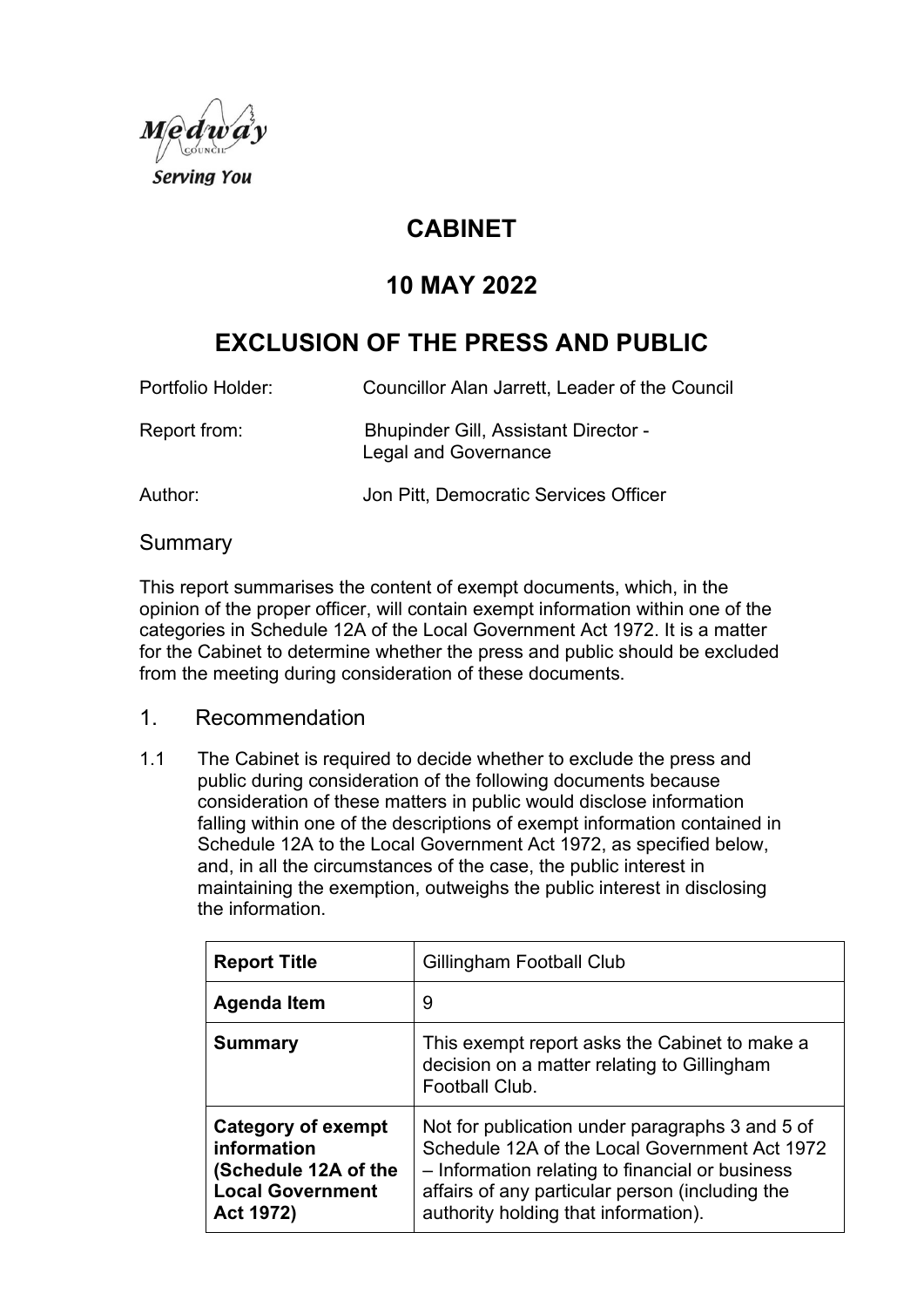Medway Council
Serving You

# CABINET

# 10 MAY 2022

# EXCLUSION OF THE PRESS AND PUBLIC

Portfolio Holder: Councillor Alan Jarrett, Leader of the Council

Report from: Bhupinder Gill, Assistant Director - Legal and Governance

Author: Jon Pitt, Democratic Services Officer

## Summary

This report summarises the content of exempt documents, which, in the opinion of the proper officer, will contain exempt information within one of the categories in Schedule 12A of the Local Government Act 1972. It is a matter for the Cabinet to determine whether the press and public should be excluded from the meeting during consideration of these documents.

## 1. Recommendation

1.1 The Cabinet is required to decide whether to exclude the press and public during consideration of the following documents because consideration of these matters in public would disclose information falling within one of the descriptions of exempt information contained in Schedule 12A to the Local Government Act 1972, as specified below, and, in all the circumstances of the case, the public interest in maintaining the exemption, outweighs the public interest in disclosing the information.

| **Report Title** | Gillingham Football Club |
|---|---|
| **Agenda Item** | 9 |
| **Summary** | This exempt report asks the Cabinet to make a decision on a matter relating to Gillingham Football Club. |
| **Category of exempt information (Schedule 12A of the Local Government Act 1972)** | Not for publication under paragraphs 3 and 5 of Schedule 12A of the Local Government Act 1972 – Information relating to financial or business affairs of any particular person (including the authority holding that information). |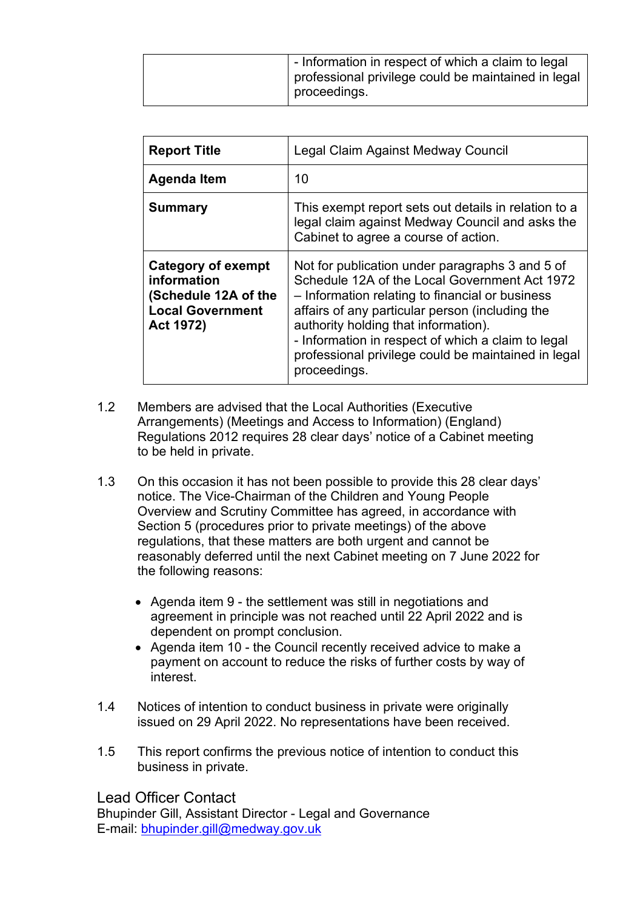| | - Information in respect of which a claim to legal professional privilege could be maintained in legal proceedings. |
|---|---|

| **Report Title** | Legal Claim Against Medway Council |
|---|---|
| **Agenda Item** | 10 |
| **Summary** | This exempt report sets out details in relation to a legal claim against Medway Council and asks the Cabinet to agree a course of action. |
| **Category of exempt information (Schedule 12A of the Local Government Act 1972)** | Not for publication under paragraphs 3 and 5 of Schedule 12A of the Local Government Act 1972 – Information relating to financial or business affairs of any particular person (including the authority holding that information).<br>- Information in respect of which a claim to legal professional privilege could be maintained in legal proceedings. |

1.2 Members are advised that the Local Authorities (Executive Arrangements) (Meetings and Access to Information) (England) Regulations 2012 requires 28 clear days' notice of a Cabinet meeting to be held in private.

1.3 On this occasion it has not been possible to provide this 28 clear days' notice. The Vice-Chairman of the Children and Young People Overview and Scrutiny Committee has agreed, in accordance with Section 5 (procedures prior to private meetings) of the above regulations, that these matters are both urgent and cannot be reasonably deferred until the next Cabinet meeting on 7 June 2022 for the following reasons:

- Agenda item 9 - the settlement was still in negotiations and agreement in principle was not reached until 22 April 2022 and is dependent on prompt conclusion.
- Agenda item 10 - the Council recently received advice to make a payment on account to reduce the risks of further costs by way of interest.

1.4 Notices of intention to conduct business in private were originally issued on 29 April 2022. No representations have been received.

1.5 This report confirms the previous notice of intention to conduct this business in private.

## Lead Officer Contact

Bhupinder Gill, Assistant Director - Legal and Governance
E-mail: bhupinder.gill@medway.gov.uk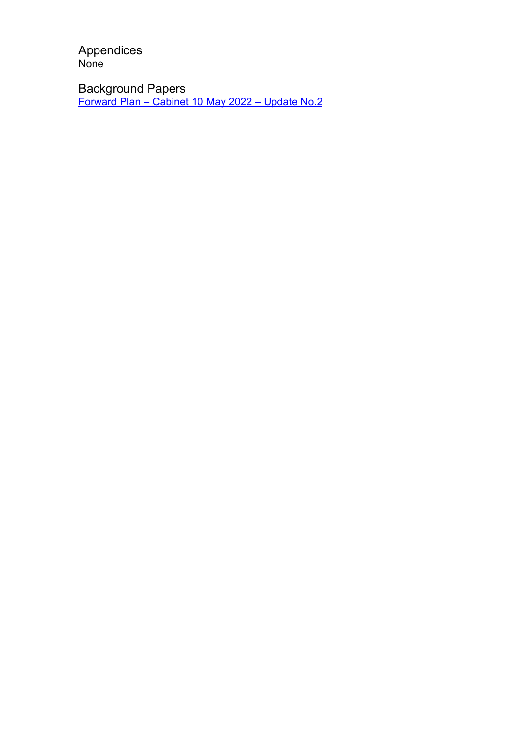## Appendices

None

## Background Papers

[Forward Plan – Cabinet 10 May 2022 – Update No.2]